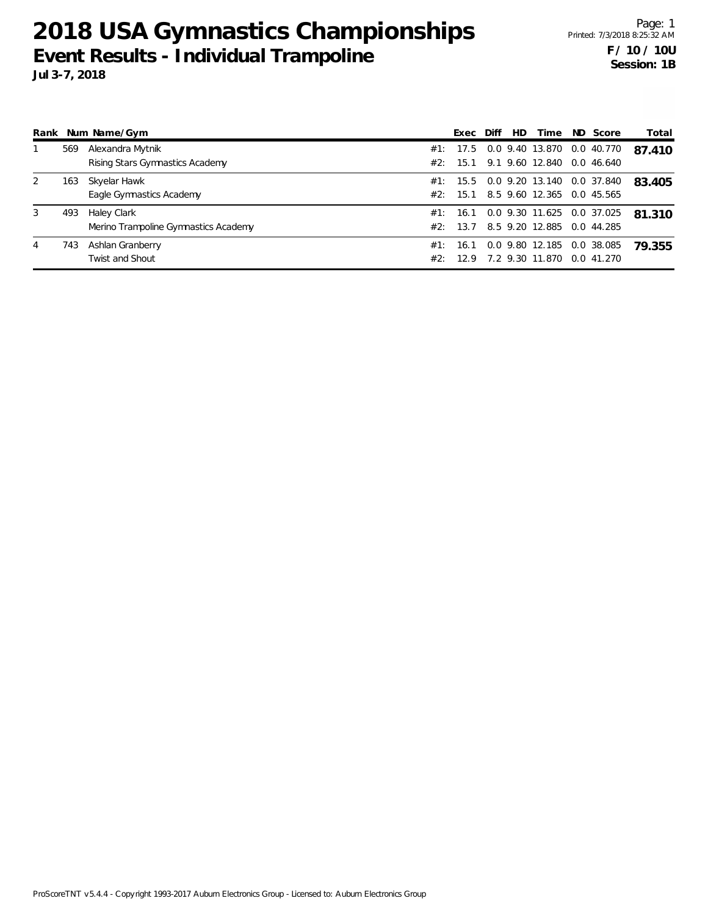# 2018 USA Gymnastics Championships

## Event Results - Individual Trampoline

**Jul 3-7, 2018**

**F / 10 / 10U**
**Session: 1B**

| Rank | Num | Name/Gym | | Exec | Diff | HD | Time | ND | Score | Total |
|---|---|---|---|---|---|---|---|---|---|---|
| 1 | 569 | Alexandra Mytnik | #1: | 17.5 | 0.0 | 9.40 | 13.870 | 0.0 | 40.770 | **87.410** |
| | | Rising Stars Gymnastics Academy | #2: | 15.1 | 9.1 | 9.60 | 12.840 | 0.0 | 46.640 | |
| 2 | 163 | Skyelar Hawk | #1: | 15.5 | 0.0 | 9.20 | 13.140 | 0.0 | 37.840 | **83.405** |
| | | Eagle Gymnastics Academy | #2: | 15.1 | 8.5 | 9.60 | 12.365 | 0.0 | 45.565 | |
| 3 | 493 | Haley Clark | #1: | 16.1 | 0.0 | 9.30 | 11.625 | 0.0 | 37.025 | **81.310** |
| | | Merino Trampoline Gymnastics Academy | #2: | 13.7 | 8.5 | 9.20 | 12.885 | 0.0 | 44.285 | |
| 4 | 743 | Ashlan Granberry | #1: | 16.1 | 0.0 | 9.80 | 12.185 | 0.0 | 38.085 | **79.355** |
| | | Twist and Shout | #2: | 12.9 | 7.2 | 9.30 | 11.870 | 0.0 | 41.270 | |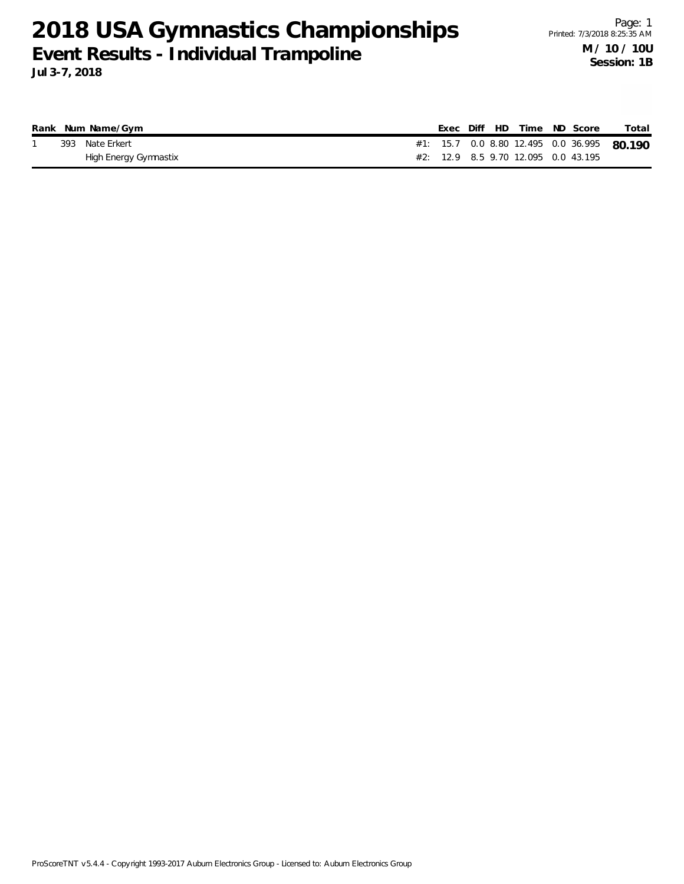# 2018 USA Gymnastics Championships

## Event Results - Individual Trampoline

**Jul 3-7, 2018**

Page: 1
Printed: 7/3/2018 8:25:35 AM

**M / 10 / 10U**
**Session: 1B**

| Rank | Num | Name/Gym | | Exec | Diff | HD | Time | ND | Score | Total |
|---|---|---|---|---|---|---|---|---|---|---|
| 1 | 393 | Nate Erkert | #1: | 15.7 | 0.0 | 8.80 | 12.495 | 0.0 | 36.995 | **80.190** |
| | | High Energy Gymnastix | #2: | 12.9 | 8.5 | 9.70 | 12.095 | 0.0 | 43.195 | |

ProScoreTNT v5.4.4 - Copyright 1993-2017 Auburn Electronics Group - Licensed to: Auburn Electronics Group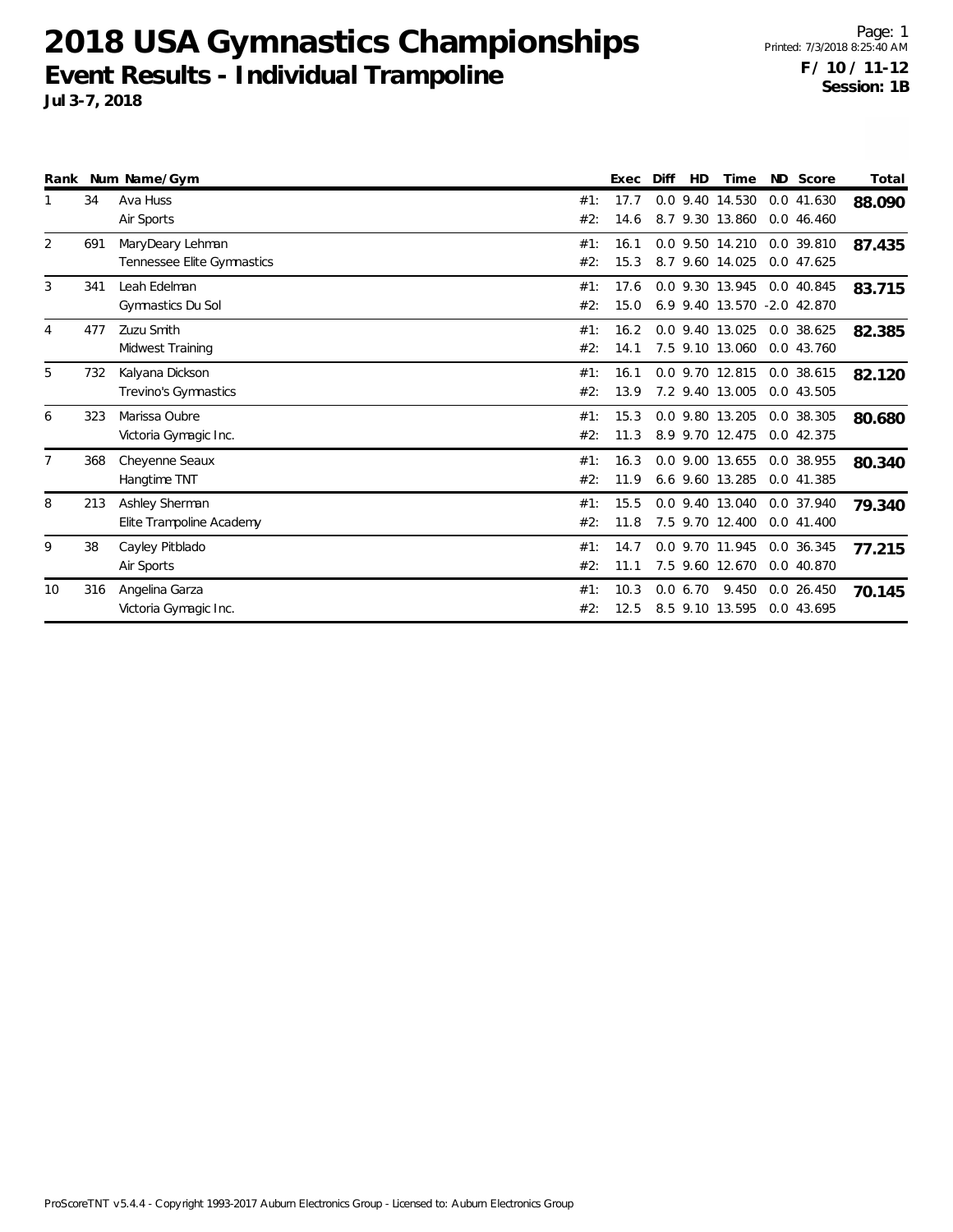# 2018 USA Gymnastics Championships

## Event Results - Individual Trampoline

**Jul 3-7, 2018**

**F / 10 / 11-12**
**Session: 1B**

| Rank | Num | Name/Gym | | Exec | Diff | HD | Time | ND | Score | Total |
|---|---|---|---|---|---|---|---|---|---|---|
| 1 | 34 | Ava Huss | #1: | 17.7 | 0.0 | 9.40 | 14.530 | 0.0 | 41.630 | **88.090** |
| | | Air Sports | #2: | 14.6 | 8.7 | 9.30 | 13.860 | 0.0 | 46.460 | |
| 2 | 691 | MaryDeary Lehman | #1: | 16.1 | 0.0 | 9.50 | 14.210 | 0.0 | 39.810 | **87.435** |
| | | Tennessee Elite Gymnastics | #2: | 15.3 | 8.7 | 9.60 | 14.025 | 0.0 | 47.625 | |
| 3 | 341 | Leah Edelman | #1: | 17.6 | 0.0 | 9.30 | 13.945 | 0.0 | 40.845 | **83.715** |
| | | Gymnastics Du Sol | #2: | 15.0 | 6.9 | 9.40 | 13.570 | -2.0 | 42.870 | |
| 4 | 477 | Zuzu Smith | #1: | 16.2 | 0.0 | 9.40 | 13.025 | 0.0 | 38.625 | **82.385** |
| | | Midwest Training | #2: | 14.1 | 7.5 | 9.10 | 13.060 | 0.0 | 43.760 | |
| 5 | 732 | Kalyana Dickson | #1: | 16.1 | 0.0 | 9.70 | 12.815 | 0.0 | 38.615 | **82.120** |
| | | Trevino's Gymnastics | #2: | 13.9 | 7.2 | 9.40 | 13.005 | 0.0 | 43.505 | |
| 6 | 323 | Marissa Oubre | #1: | 15.3 | 0.0 | 9.80 | 13.205 | 0.0 | 38.305 | **80.680** |
| | | Victoria Gymagic Inc. | #2: | 11.3 | 8.9 | 9.70 | 12.475 | 0.0 | 42.375 | |
| 7 | 368 | Cheyenne Seaux | #1: | 16.3 | 0.0 | 9.00 | 13.655 | 0.0 | 38.955 | **80.340** |
| | | Hangtime TNT | #2: | 11.9 | 6.6 | 9.60 | 13.285 | 0.0 | 41.385 | |
| 8 | 213 | Ashley Sherman | #1: | 15.5 | 0.0 | 9.40 | 13.040 | 0.0 | 37.940 | **79.340** |
| | | Elite Trampoline Academy | #2: | 11.8 | 7.5 | 9.70 | 12.400 | 0.0 | 41.400 | |
| 9 | 38 | Cayley Pitblado | #1: | 14.7 | 0.0 | 9.70 | 11.945 | 0.0 | 36.345 | **77.215** |
| | | Air Sports | #2: | 11.1 | 7.5 | 9.60 | 12.670 | 0.0 | 40.870 | |
| 10 | 316 | Angelina Garza | #1: | 10.3 | 0.0 | 6.70 | 9.450 | 0.0 | 26.450 | **70.145** |
| | | Victoria Gymagic Inc. | #2: | 12.5 | 8.5 | 9.10 | 13.595 | 0.0 | 43.695 | |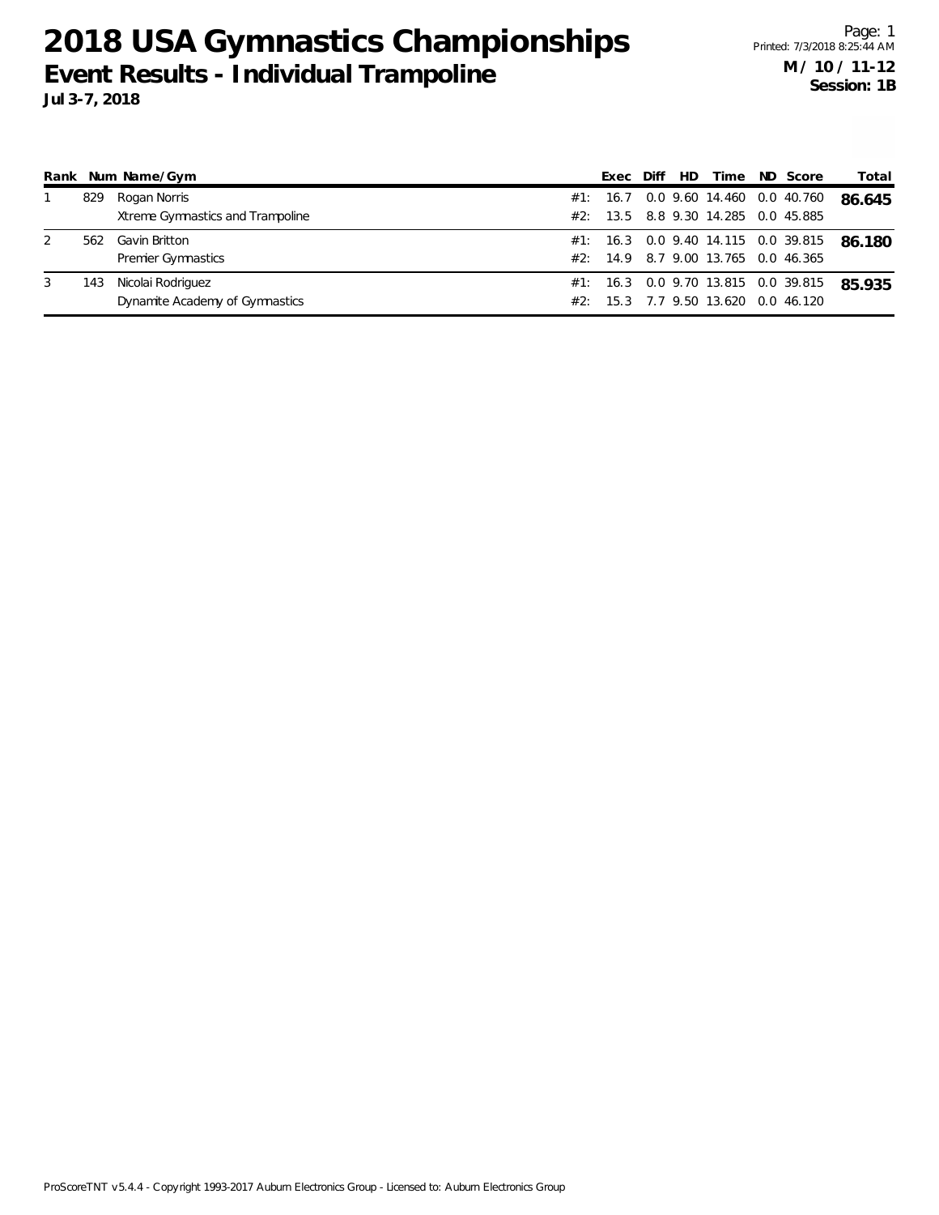# 2018 USA Gymnastics Championships

## Event Results - Individual Trampoline

**Jul 3-7, 2018**

**M / 10 / 11-12**
**Session: 1B**

| Rank | Num | Name/Gym | | Exec | Diff | HD | Time | ND | Score | Total |
|---|---|---|---|---|---|---|---|---|---|---|
| 1 | 829 | Rogan Norris | #1: | 16.7 | 0.0 | 9.60 | 14.460 | 0.0 | 40.760 | **86.645** |
| | | Xtreme Gymnastics and Trampoline | #2: | 13.5 | 8.8 | 9.30 | 14.285 | 0.0 | 45.885 | |
| 2 | 562 | Gavin Britton | #1: | 16.3 | 0.0 | 9.40 | 14.115 | 0.0 | 39.815 | **86.180** |
| | | Premier Gymnastics | #2: | 14.9 | 8.7 | 9.00 | 13.765 | 0.0 | 46.365 | |
| 3 | 143 | Nicolai Rodriguez | #1: | 16.3 | 0.0 | 9.70 | 13.815 | 0.0 | 39.815 | **85.935** |
| | | Dynamite Academy of Gymnastics | #2: | 15.3 | 7.7 | 9.50 | 13.620 | 0.0 | 46.120 | |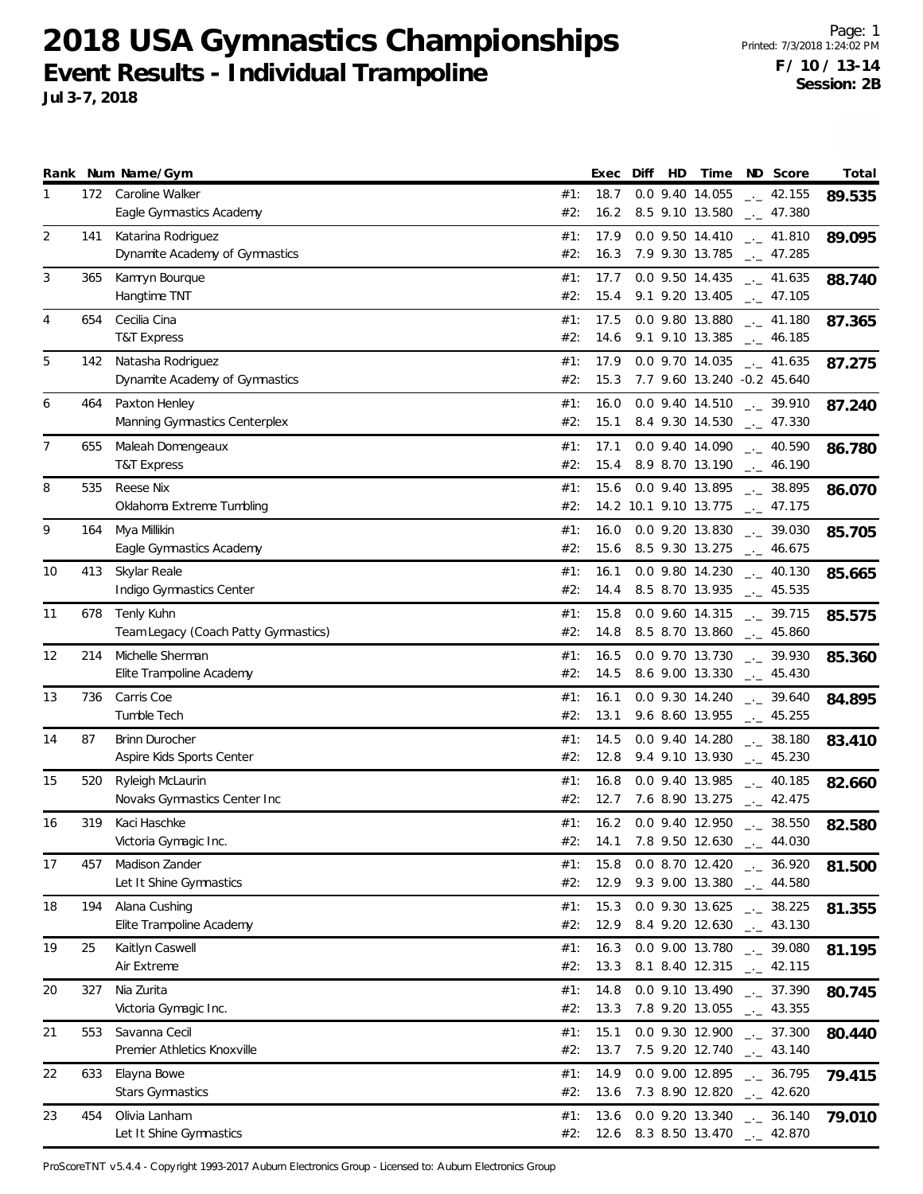# 2018 USA Gymnastics Championships

## Event Results - Individual Trampoline

**Jul 3-7, 2018**

Printed: 7/3/2018 1:24:02 PM

**F / 10 / 13-14**
**Session: 2B**

| Rank | Num | Name/Gym | | Exec | Diff | HD | Time | ND | Score | Total |
|---|---|---|---|---|---|---|---|---|---|---|
| 1 | 172 | Caroline Walker | #1: | 18.7 | 0.0 | 9.40 | 14.055 | _._ | 42.155 | **89.535** |
| | | Eagle Gymnastics Academy | #2: | 16.2 | 8.5 | 9.10 | 13.580 | _._ | 47.380 | |
| 2 | 141 | Katarina Rodriguez | #1: | 17.9 | 0.0 | 9.50 | 14.410 | _._ | 41.810 | **89.095** |
| | | Dynamite Academy of Gymnastics | #2: | 16.3 | 7.9 | 9.30 | 13.785 | _._ | 47.285 | |
| 3 | 365 | Kamryn Bourque | #1: | 17.7 | 0.0 | 9.50 | 14.435 | _._ | 41.635 | **88.740** |
| | | Hangtime TNT | #2: | 15.4 | 9.1 | 9.20 | 13.405 | _._ | 47.105 | |
| 4 | 654 | Cecilia Cina | #1: | 17.5 | 0.0 | 9.80 | 13.880 | _._ | 41.180 | **87.365** |
| | | T&T Express | #2: | 14.6 | 9.1 | 9.10 | 13.385 | _._ | 46.185 | |
| 5 | 142 | Natasha Rodriguez | #1: | 17.9 | 0.0 | 9.70 | 14.035 | _._ | 41.635 | **87.275** |
| | | Dynamite Academy of Gymnastics | #2: | 15.3 | 7.7 | 9.60 | 13.240 | -0.2 | 45.640 | |
| 6 | 464 | Paxton Henley | #1: | 16.0 | 0.0 | 9.40 | 14.510 | _._ | 39.910 | **87.240** |
| | | Manning Gymnastics Centerplex | #2: | 15.1 | 8.4 | 9.30 | 14.530 | _._ | 47.330 | |
| 7 | 655 | Maleah Domengeaux | #1: | 17.1 | 0.0 | 9.40 | 14.090 | _._ | 40.590 | **86.780** |
| | | T&T Express | #2: | 15.4 | 8.9 | 8.70 | 13.190 | _._ | 46.190 | |
| 8 | 535 | Reese Nix | #1: | 15.6 | 0.0 | 9.40 | 13.895 | _._ | 38.895 | **86.070** |
| | | Oklahoma Extreme Tumbling | #2: | 14.2 | 10.1 | 9.10 | 13.775 | _._ | 47.175 | |
| 9 | 164 | Mya Millikin | #1: | 16.0 | 0.0 | 9.20 | 13.830 | _._ | 39.030 | **85.705** |
| | | Eagle Gymnastics Academy | #2: | 15.6 | 8.5 | 9.30 | 13.275 | _._ | 46.675 | |
| 10 | 413 | Skylar Reale | #1: | 16.1 | 0.0 | 9.80 | 14.230 | _._ | 40.130 | **85.665** |
| | | Indigo Gymnastics Center | #2: | 14.4 | 8.5 | 8.70 | 13.935 | _._ | 45.535 | |
| 11 | 678 | Tenly Kuhn | #1: | 15.8 | 0.0 | 9.60 | 14.315 | _._ | 39.715 | **85.575** |
| | | Team Legacy (Coach Patty Gymnastics) | #2: | 14.8 | 8.5 | 8.70 | 13.860 | _._ | 45.860 | |
| 12 | 214 | Michelle Sherman | #1: | 16.5 | 0.0 | 9.70 | 13.730 | _._ | 39.930 | **85.360** |
| | | Elite Trampoline Academy | #2: | 14.5 | 8.6 | 9.00 | 13.330 | _._ | 45.430 | |
| 13 | 736 | Carris Coe | #1: | 16.1 | 0.0 | 9.30 | 14.240 | _._ | 39.640 | **84.895** |
| | | Tumble Tech | #2: | 13.1 | 9.6 | 8.60 | 13.955 | _._ | 45.255 | |
| 14 | 87 | Brinn Durocher | #1: | 14.5 | 0.0 | 9.40 | 14.280 | _._ | 38.180 | **83.410** |
| | | Aspire Kids Sports Center | #2: | 12.8 | 9.4 | 9.10 | 13.930 | _._ | 45.230 | |
| 15 | 520 | Ryleigh McLaurin | #1: | 16.8 | 0.0 | 9.40 | 13.985 | _._ | 40.185 | **82.660** |
| | | Novaks Gymnastics Center Inc | #2: | 12.7 | 7.6 | 8.90 | 13.275 | _._ | 42.475 | |
| 16 | 319 | Kaci Haschke | #1: | 16.2 | 0.0 | 9.40 | 12.950 | _._ | 38.550 | **82.580** |
| | | Victoria Gymagic Inc. | #2: | 14.1 | 7.8 | 9.50 | 12.630 | _._ | 44.030 | |
| 17 | 457 | Madison Zander | #1: | 15.8 | 0.0 | 8.70 | 12.420 | _._ | 36.920 | **81.500** |
| | | Let It Shine Gymnastics | #2: | 12.9 | 9.3 | 9.00 | 13.380 | _._ | 44.580 | |
| 18 | 194 | Alana Cushing | #1: | 15.3 | 0.0 | 9.30 | 13.625 | _._ | 38.225 | **81.355** |
| | | Elite Trampoline Academy | #2: | 12.9 | 8.4 | 9.20 | 12.630 | _._ | 43.130 | |
| 19 | 25 | Kaitlyn Caswell | #1: | 16.3 | 0.0 | 9.00 | 13.780 | _._ | 39.080 | **81.195** |
| | | Air Extreme | #2: | 13.3 | 8.1 | 8.40 | 12.315 | _._ | 42.115 | |
| 20 | 327 | Nia Zurita | #1: | 14.8 | 0.0 | 9.10 | 13.490 | _._ | 37.390 | **80.745** |
| | | Victoria Gymagic Inc. | #2: | 13.3 | 7.8 | 9.20 | 13.055 | _._ | 43.355 | |
| 21 | 553 | Savanna Cecil | #1: | 15.1 | 0.0 | 9.30 | 12.900 | _._ | 37.300 | **80.440** |
| | | Premier Athletics Knoxville | #2: | 13.7 | 7.5 | 9.20 | 12.740 | _._ | 43.140 | |
| 22 | 633 | Elayna Bowe | #1: | 14.9 | 0.0 | 9.00 | 12.895 | _._ | 36.795 | **79.415** |
| | | Stars Gymnastics | #2: | 13.6 | 7.3 | 8.90 | 12.820 | _._ | 42.620 | |
| 23 | 454 | Olivia Lanham | #1: | 13.6 | 0.0 | 9.20 | 13.340 | _._ | 36.140 | **79.010** |
| | | Let It Shine Gymnastics | #2: | 12.6 | 8.3 | 8.50 | 13.470 | _._ | 42.870 | |

ProScoreTNT v5.4.4 - Copyright 1993-2017 Auburn Electronics Group - Licensed to: Auburn Electronics Group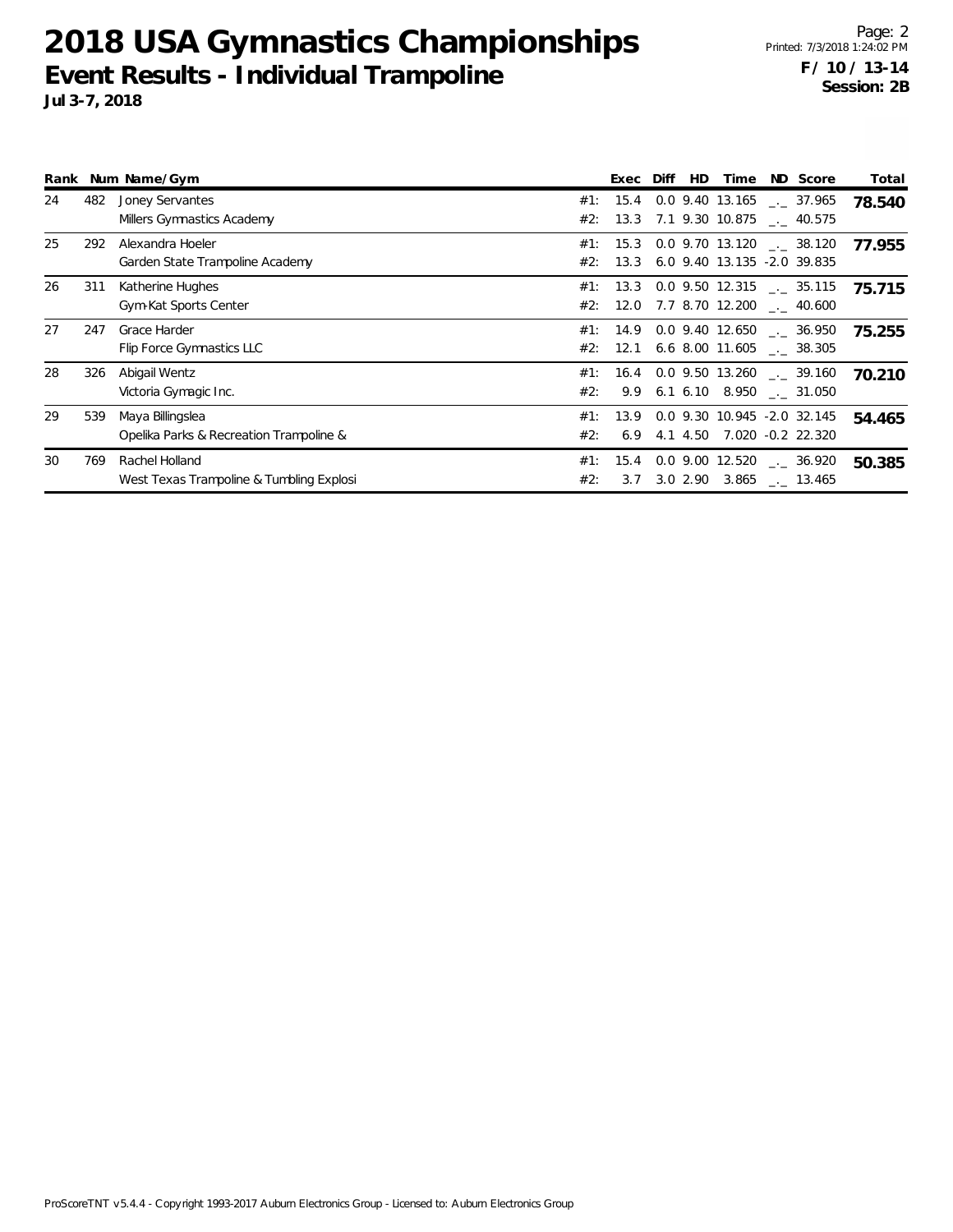# 2018 USA Gymnastics Championships

## Event Results - Individual Trampoline

**Jul 3-7, 2018**

**F / 10 / 13-14**
**Session: 2B**

| Rank | Num | Name/Gym | | Exec | Diff | HD | Time | ND | Score | Total |
|---|---|---|---|---|---|---|---|---|---|---|
| 24 | 482 | Joney Servantes | #1: | 15.4 | 0.0 | 9.40 | 13.165 | _._ | 37.965 | **78.540** |
| | | Millers Gymnastics Academy | #2: | 13.3 | 7.1 | 9.30 | 10.875 | _._ | 40.575 | |
| 25 | 292 | Alexandra Hoeler | #1: | 15.3 | 0.0 | 9.70 | 13.120 | _._ | 38.120 | **77.955** |
| | | Garden State Trampoline Academy | #2: | 13.3 | 6.0 | 9.40 | 13.135 | -2.0 | 39.835 | |
| 26 | 311 | Katherine Hughes | #1: | 13.3 | 0.0 | 9.50 | 12.315 | _._ | 35.115 | **75.715** |
| | | Gym-Kat Sports Center | #2: | 12.0 | 7.7 | 8.70 | 12.200 | _._ | 40.600 | |
| 27 | 247 | Grace Harder | #1: | 14.9 | 0.0 | 9.40 | 12.650 | _._ | 36.950 | **75.255** |
| | | Flip Force Gymnastics LLC | #2: | 12.1 | 6.6 | 8.00 | 11.605 | _._ | 38.305 | |
| 28 | 326 | Abigail Wentz | #1: | 16.4 | 0.0 | 9.50 | 13.260 | _._ | 39.160 | **70.210** |
| | | Victoria Gymagic Inc. | #2: | 9.9 | 6.1 | 6.10 | 8.950 | _._ | 31.050 | |
| 29 | 539 | Maya Billingslea | #1: | 13.9 | 0.0 | 9.30 | 10.945 | -2.0 | 32.145 | **54.465** |
| | | Opelika Parks & Recreation Trampoline & | #2: | 6.9 | 4.1 | 4.50 | 7.020 | -0.2 | 22.320 | |
| 30 | 769 | Rachel Holland | #1: | 15.4 | 0.0 | 9.00 | 12.520 | _._ | 36.920 | **50.385** |
| | | West Texas Trampoline & Tumbling Explosi | #2: | 3.7 | 3.0 | 2.90 | 3.865 | _._ | 13.465 | |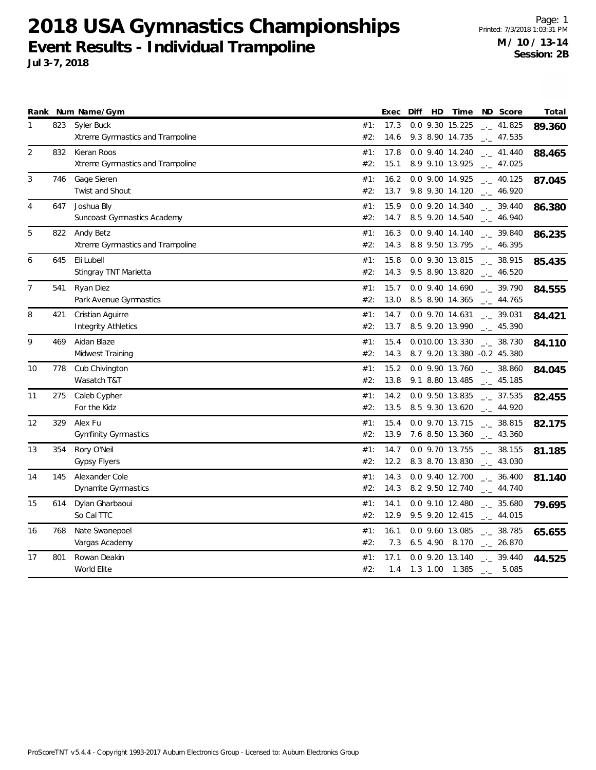# 2018 USA Gymnastics Championships

## Event Results - Individual Trampoline

**Jul 3-7, 2018**

Page: 1
Printed: 7/3/2018 1:03:31 PM
**M / 10 / 13-14**
**Session: 2B**

| Rank | Num | Name/Gym | | Exec | Diff | HD | Time | ND | Score | Total |
|---|---|---|---|---|---|---|---|---|---|---|
| 1 | 823 | Syler Buck | #1: | 17.3 | 0.0 | 9.30 | 15.225 | _._ | 41.825 | **89.360** |
| | | Xtreme Gymnastics and Trampoline | #2: | 14.6 | 9.3 | 8.90 | 14.735 | _._ | 47.535 | |
| 2 | 832 | Kieran Roos | #1: | 17.8 | 0.0 | 9.40 | 14.240 | _._ | 41.440 | **88.465** |
| | | Xtreme Gymnastics and Trampoline | #2: | 15.1 | 8.9 | 9.10 | 13.925 | _._ | 47.025 | |
| 3 | 746 | Gage Sieren | #1: | 16.2 | 0.0 | 9.00 | 14.925 | _._ | 40.125 | **87.045** |
| | | Twist and Shout | #2: | 13.7 | 9.8 | 9.30 | 14.120 | _._ | 46.920 | |
| 4 | 647 | Joshua Bly | #1: | 15.9 | 0.0 | 9.20 | 14.340 | _._ | 39.440 | **86.380** |
| | | Suncoast Gymnastics Academy | #2: | 14.7 | 8.5 | 9.20 | 14.540 | _._ | 46.940 | |
| 5 | 822 | Andy Betz | #1: | 16.3 | 0.0 | 9.40 | 14.140 | _._ | 39.840 | **86.235** |
| | | Xtreme Gymnastics and Trampoline | #2: | 14.3 | 8.8 | 9.50 | 13.795 | _._ | 46.395 | |
| 6 | 645 | Eli Lubell | #1: | 15.8 | 0.0 | 9.30 | 13.815 | _._ | 38.915 | **85.435** |
| | | Stingray TNT Marietta | #2: | 14.3 | 9.5 | 8.90 | 13.820 | _._ | 46.520 | |
| 7 | 541 | Ryan Diez | #1: | 15.7 | 0.0 | 9.40 | 14.690 | _._ | 39.790 | **84.555** |
| | | Park Avenue Gymnastics | #2: | 13.0 | 8.5 | 8.90 | 14.365 | _._ | 44.765 | |
| 8 | 421 | Cristian Aguirre | #1: | 14.7 | 0.0 | 9.70 | 14.631 | _._ | 39.031 | **84.421** |
| | | Integrity Athletics | #2: | 13.7 | 8.5 | 9.20 | 13.990 | _._ | 45.390 | |
| 9 | 469 | Aidan Blaze | #1: | 15.4 | 0.0 | 10.00 | 13.330 | _._ | 38.730 | **84.110** |
| | | Midwest Training | #2: | 14.3 | 8.7 | 9.20 | 13.380 | -0.2 | 45.380 | |
| 10 | 778 | Cub Chivington | #1: | 15.2 | 0.0 | 9.90 | 13.760 | _._ | 38.860 | **84.045** |
| | | Wasatch T&T | #2: | 13.8 | 9.1 | 8.80 | 13.485 | _._ | 45.185 | |
| 11 | 275 | Caleb Cypher | #1: | 14.2 | 0.0 | 9.50 | 13.835 | _._ | 37.535 | **82.455** |
| | | For the Kidz | #2: | 13.5 | 8.5 | 9.30 | 13.620 | _._ | 44.920 | |
| 12 | 329 | Alex Fu | #1: | 15.4 | 0.0 | 9.70 | 13.715 | _._ | 38.815 | **82.175** |
| | | Gymfinity Gymnastics | #2: | 13.9 | 7.6 | 8.50 | 13.360 | _._ | 43.360 | |
| 13 | 354 | Rory O'Neil | #1: | 14.7 | 0.0 | 9.70 | 13.755 | _._ | 38.155 | **81.185** |
| | | Gypsy Flyers | #2: | 12.2 | 8.3 | 8.70 | 13.830 | _._ | 43.030 | |
| 14 | 145 | Alexander Cole | #1: | 14.3 | 0.0 | 9.40 | 12.700 | _._ | 36.400 | **81.140** |
| | | Dynamite Gymnastics | #2: | 14.3 | 8.2 | 9.50 | 12.740 | _._ | 44.740 | |
| 15 | 614 | Dylan Gharbaoui | #1: | 14.1 | 0.0 | 9.10 | 12.480 | _._ | 35.680 | **79.695** |
| | | So Cal TTC | #2: | 12.9 | 9.5 | 9.20 | 12.415 | _._ | 44.015 | |
| 16 | 768 | Nate Swanepoel | #1: | 16.1 | 0.0 | 9.60 | 13.085 | _._ | 38.785 | **65.655** |
| | | Vargas Academy | #2: | 7.3 | 6.5 | 4.90 | 8.170 | _._ | 26.870 | |
| 17 | 801 | Rowan Deakin | #1: | 17.1 | 0.0 | 9.20 | 13.140 | _._ | 39.440 | **44.525** |
| | | World Elite | #2: | 1.4 | 1.3 | 1.00 | 1.385 | _._ | 5.085 | |

ProScoreTNT v5.4.4 - Copyright 1993-2017 Auburn Electronics Group - Licensed to: Auburn Electronics Group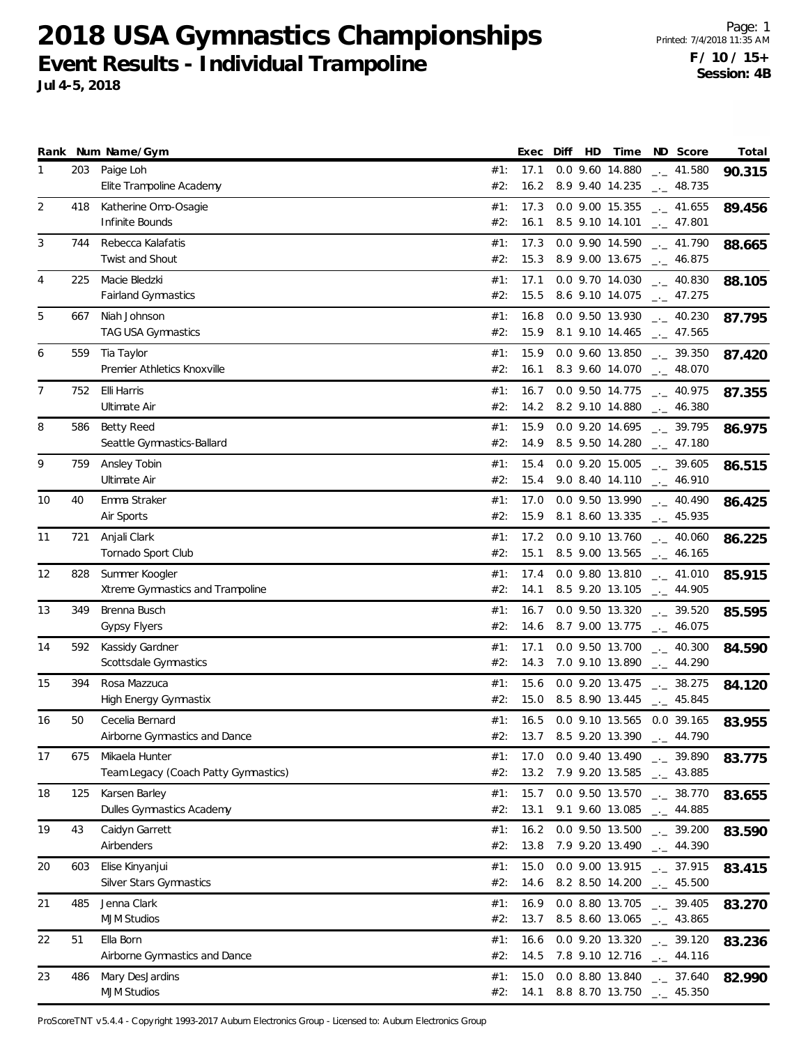# 2018 USA Gymnastics Championships

## Event Results - Individual Trampoline

**Jul 4-5, 2018**

Printed: 7/4/2018 11:35 AM

**F / 10 / 15+**
**Session: 4B**

| Rank | Num | Name/Gym | | Exec | Diff | HD | Time | ND | Score | Total |
|---|---|---|---|---|---|---|---|---|---|---|
| 1 | 203 | Paige Loh | #1: | 17.1 | 0.0 | 9.60 | 14.880 | _._ | 41.580 | **90.315** |
| | | Elite Trampoline Academy | #2: | 16.2 | 8.9 | 9.40 | 14.235 | _._ | 48.735 | |
| 2 | 418 | Katherine Omo-Osagie | #1: | 17.3 | 0.0 | 9.00 | 15.355 | _._ | 41.655 | **89.456** |
| | | Infinite Bounds | #2: | 16.1 | 8.5 | 9.10 | 14.101 | _._ | 47.801 | |
| 3 | 744 | Rebecca Kalafatis | #1: | 17.3 | 0.0 | 9.90 | 14.590 | _._ | 41.790 | **88.665** |
| | | Twist and Shout | #2: | 15.3 | 8.9 | 9.00 | 13.675 | _._ | 46.875 | |
| 4 | 225 | Macie Bledzki | #1: | 17.1 | 0.0 | 9.70 | 14.030 | _._ | 40.830 | **88.105** |
| | | Fairland Gymnastics | #2: | 15.5 | 8.6 | 9.10 | 14.075 | _._ | 47.275 | |
| 5 | 667 | Niah Johnson | #1: | 16.8 | 0.0 | 9.50 | 13.930 | _._ | 40.230 | **87.795** |
| | | TAG USA Gymnastics | #2: | 15.9 | 8.1 | 9.10 | 14.465 | _._ | 47.565 | |
| 6 | 559 | Tia Taylor | #1: | 15.9 | 0.0 | 9.60 | 13.850 | _._ | 39.350 | **87.420** |
| | | Premier Athletics Knoxville | #2: | 16.1 | 8.3 | 9.60 | 14.070 | _._ | 48.070 | |
| 7 | 752 | Elli Harris | #1: | 16.7 | 0.0 | 9.50 | 14.775 | _._ | 40.975 | **87.355** |
| | | Ultimate Air | #2: | 14.2 | 8.2 | 9.10 | 14.880 | _._ | 46.380 | |
| 8 | 586 | Betty Reed | #1: | 15.9 | 0.0 | 9.20 | 14.695 | _._ | 39.795 | **86.975** |
| | | Seattle Gymnastics-Ballard | #2: | 14.9 | 8.5 | 9.50 | 14.280 | _._ | 47.180 | |
| 9 | 759 | Ansley Tobin | #1: | 15.4 | 0.0 | 9.20 | 15.005 | _._ | 39.605 | **86.515** |
| | | Ultimate Air | #2: | 15.4 | 9.0 | 8.40 | 14.110 | _._ | 46.910 | |
| 10 | 40 | Emma Straker | #1: | 17.0 | 0.0 | 9.50 | 13.990 | _._ | 40.490 | **86.425** |
| | | Air Sports | #2: | 15.9 | 8.1 | 8.60 | 13.335 | _._ | 45.935 | |
| 11 | 721 | Anjali Clark | #1: | 17.2 | 0.0 | 9.10 | 13.760 | _._ | 40.060 | **86.225** |
| | | Tornado Sport Club | #2: | 15.1 | 8.5 | 9.00 | 13.565 | _._ | 46.165 | |
| 12 | 828 | Summer Koogler | #1: | 17.4 | 0.0 | 9.80 | 13.810 | _._ | 41.010 | **85.915** |
| | | Xtreme Gymnastics and Trampoline | #2: | 14.1 | 8.5 | 9.20 | 13.105 | _._ | 44.905 | |
| 13 | 349 | Brenna Busch | #1: | 16.7 | 0.0 | 9.50 | 13.320 | _._ | 39.520 | **85.595** |
| | | Gypsy Flyers | #2: | 14.6 | 8.7 | 9.00 | 13.775 | _._ | 46.075 | |
| 14 | 592 | Kassidy Gardner | #1: | 17.1 | 0.0 | 9.50 | 13.700 | _._ | 40.300 | **84.590** |
| | | Scottsdale Gymnastics | #2: | 14.3 | 7.0 | 9.10 | 13.890 | _._ | 44.290 | |
| 15 | 394 | Rosa Mazzuca | #1: | 15.6 | 0.0 | 9.20 | 13.475 | _._ | 38.275 | **84.120** |
| | | High Energy Gymnastix | #2: | 15.0 | 8.5 | 8.90 | 13.445 | _._ | 45.845 | |
| 16 | 50 | Cecelia Bernard | #1: | 16.5 | 0.0 | 9.10 | 13.565 | 0.0 | 39.165 | **83.955** |
| | | Airborne Gymnastics and Dance | #2: | 13.7 | 8.5 | 9.20 | 13.390 | _._ | 44.790 | |
| 17 | 675 | Mikaela Hunter | #1: | 17.0 | 0.0 | 9.40 | 13.490 | _._ | 39.890 | **83.775** |
| | | Team Legacy (Coach Patty Gymnastics) | #2: | 13.2 | 7.9 | 9.20 | 13.585 | _._ | 43.885 | |
| 18 | 125 | Karsen Barley | #1: | 15.7 | 0.0 | 9.50 | 13.570 | _._ | 38.770 | **83.655** |
| | | Dulles Gymnastics Academy | #2: | 13.1 | 9.1 | 9.60 | 13.085 | _._ | 44.885 | |
| 19 | 43 | Caidyn Garrett | #1: | 16.2 | 0.0 | 9.50 | 13.500 | _._ | 39.200 | **83.590** |
| | | Airbenders | #2: | 13.8 | 7.9 | 9.20 | 13.490 | _._ | 44.390 | |
| 20 | 603 | Elise Kinyanjui | #1: | 15.0 | 0.0 | 9.00 | 13.915 | _._ | 37.915 | **83.415** |
| | | Silver Stars Gymnastics | #2: | 14.6 | 8.2 | 8.50 | 14.200 | _._ | 45.500 | |
| 21 | 485 | Jenna Clark | #1: | 16.9 | 0.0 | 8.80 | 13.705 | _._ | 39.405 | **83.270** |
| | | MJM Studios | #2: | 13.7 | 8.5 | 8.60 | 13.065 | _._ | 43.865 | |
| 22 | 51 | Ella Born | #1: | 16.6 | 0.0 | 9.20 | 13.320 | _._ | 39.120 | **83.236** |
| | | Airborne Gymnastics and Dance | #2: | 14.5 | 7.8 | 9.10 | 12.716 | _._ | 44.116 | |
| 23 | 486 | Mary DesJardins | #1: | 15.0 | 0.0 | 8.80 | 13.840 | _._ | 37.640 | **82.990** |
| | | MJM Studios | #2: | 14.1 | 8.8 | 8.70 | 13.750 | _._ | 45.350 | |

ProScoreTNT v5.4.4 - Copyright 1993-2017 Auburn Electronics Group - Licensed to: Auburn Electronics Group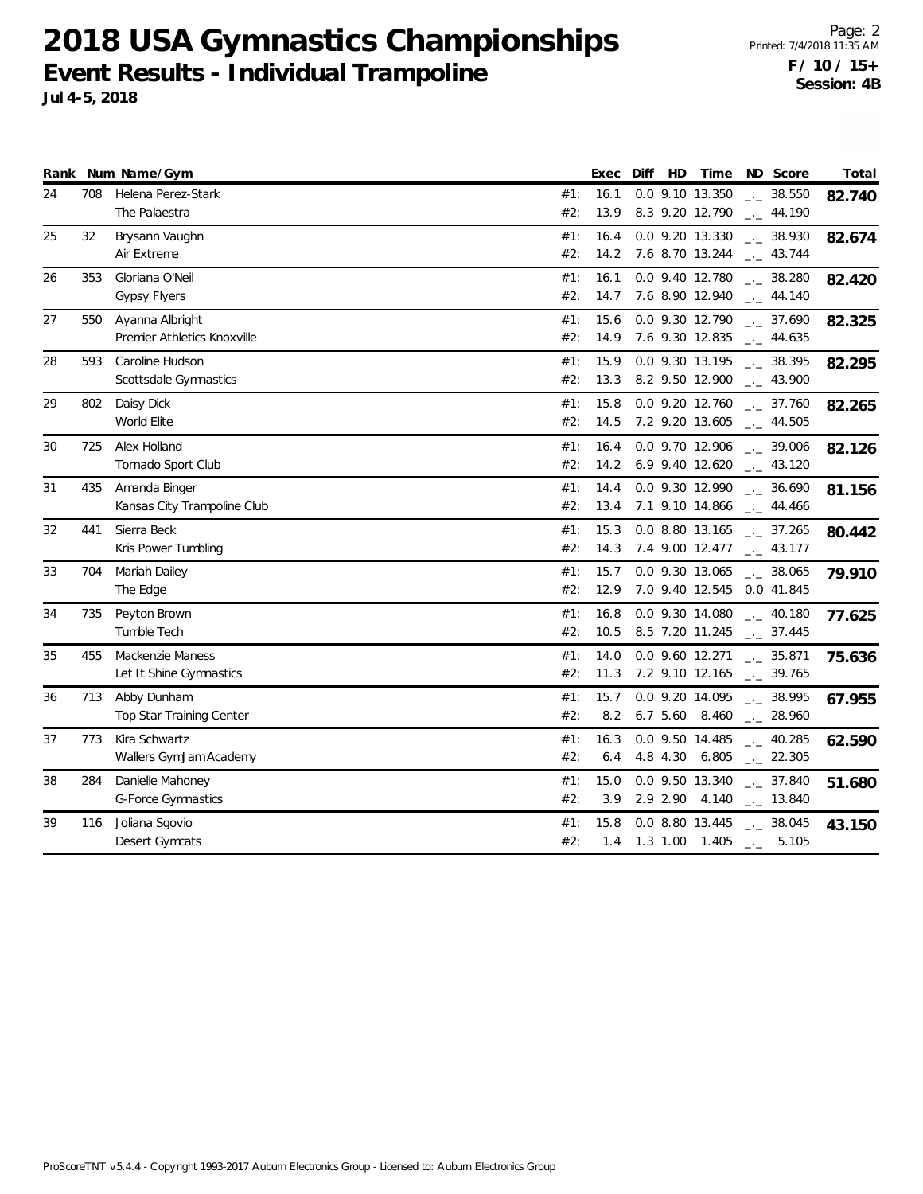# 2018 USA Gymnastics Championships

## Event Results - Individual Trampoline

**Jul 4-5, 2018**

**F / 10 / 15+**
**Session: 4B**

| Rank | Num | Name/Gym | | Exec | Diff | HD | Time | ND | Score | Total |
|---|---|---|---|---|---|---|---|---|---|---|
| 24 | 708 | Helena Perez-Stark | #1: | 16.1 | 0.0 | 9.10 | 13.350 | _._ | 38.550 | **82.740** |
| | | The Palaestra | #2: | 13.9 | 8.3 | 9.20 | 12.790 | _._ | 44.190 | |
| 25 | 32 | Brysann Vaughn | #1: | 16.4 | 0.0 | 9.20 | 13.330 | _._ | 38.930 | **82.674** |
| | | Air Extreme | #2: | 14.2 | 7.6 | 8.70 | 13.244 | _._ | 43.744 | |
| 26 | 353 | Gloriana O'Neil | #1: | 16.1 | 0.0 | 9.40 | 12.780 | _._ | 38.280 | **82.420** |
| | | Gypsy Flyers | #2: | 14.7 | 7.6 | 8.90 | 12.940 | _._ | 44.140 | |
| 27 | 550 | Ayanna Albright | #1: | 15.6 | 0.0 | 9.30 | 12.790 | _._ | 37.690 | **82.325** |
| | | Premier Athletics Knoxville | #2: | 14.9 | 7.6 | 9.30 | 12.835 | _._ | 44.635 | |
| 28 | 593 | Caroline Hudson | #1: | 15.9 | 0.0 | 9.30 | 13.195 | _._ | 38.395 | **82.295** |
| | | Scottsdale Gymnastics | #2: | 13.3 | 8.2 | 9.50 | 12.900 | _._ | 43.900 | |
| 29 | 802 | Daisy Dick | #1: | 15.8 | 0.0 | 9.20 | 12.760 | _._ | 37.760 | **82.265** |
| | | World Elite | #2: | 14.5 | 7.2 | 9.20 | 13.605 | _._ | 44.505 | |
| 30 | 725 | Alex Holland | #1: | 16.4 | 0.0 | 9.70 | 12.906 | _._ | 39.006 | **82.126** |
| | | Tornado Sport Club | #2: | 14.2 | 6.9 | 9.40 | 12.620 | _._ | 43.120 | |
| 31 | 435 | Amanda Binger | #1: | 14.4 | 0.0 | 9.30 | 12.990 | _._ | 36.690 | **81.156** |
| | | Kansas City Trampoline Club | #2: | 13.4 | 7.1 | 9.10 | 14.866 | _._ | 44.466 | |
| 32 | 441 | Sierra Beck | #1: | 15.3 | 0.0 | 8.80 | 13.165 | _._ | 37.265 | **80.442** |
| | | Kris Power Tumbling | #2: | 14.3 | 7.4 | 9.00 | 12.477 | _._ | 43.177 | |
| 33 | 704 | Mariah Dailey | #1: | 15.7 | 0.0 | 9.30 | 13.065 | _._ | 38.065 | **79.910** |
| | | The Edge | #2: | 12.9 | 7.0 | 9.40 | 12.545 | 0.0 | 41.845 | |
| 34 | 735 | Peyton Brown | #1: | 16.8 | 0.0 | 9.30 | 14.080 | _._ | 40.180 | **77.625** |
| | | Tumble Tech | #2: | 10.5 | 8.5 | 7.20 | 11.245 | _._ | 37.445 | |
| 35 | 455 | Mackenzie Maness | #1: | 14.0 | 0.0 | 9.60 | 12.271 | _._ | 35.871 | **75.636** |
| | | Let It Shine Gymnastics | #2: | 11.3 | 7.2 | 9.10 | 12.165 | _._ | 39.765 | |
| 36 | 713 | Abby Dunham | #1: | 15.7 | 0.0 | 9.20 | 14.095 | _._ | 38.995 | **67.955** |
| | | Top Star Training Center | #2: | 8.2 | 6.7 | 5.60 | 8.460 | _._ | 28.960 | |
| 37 | 773 | Kira Schwartz | #1: | 16.3 | 0.0 | 9.50 | 14.485 | _._ | 40.285 | **62.590** |
| | | Wallers GymJam Academy | #2: | 6.4 | 4.8 | 4.30 | 6.805 | _._ | 22.305 | |
| 38 | 284 | Danielle Mahoney | #1: | 15.0 | 0.0 | 9.50 | 13.340 | _._ | 37.840 | **51.680** |
| | | G-Force Gymnastics | #2: | 3.9 | 2.9 | 2.90 | 4.140 | _._ | 13.840 | |
| 39 | 116 | Joliana Sgovio | #1: | 15.8 | 0.0 | 8.80 | 13.445 | _._ | 38.045 | **43.150** |
| | | Desert Gymcats | #2: | 1.4 | 1.3 | 1.00 | 1.405 | _._ | 5.105 | |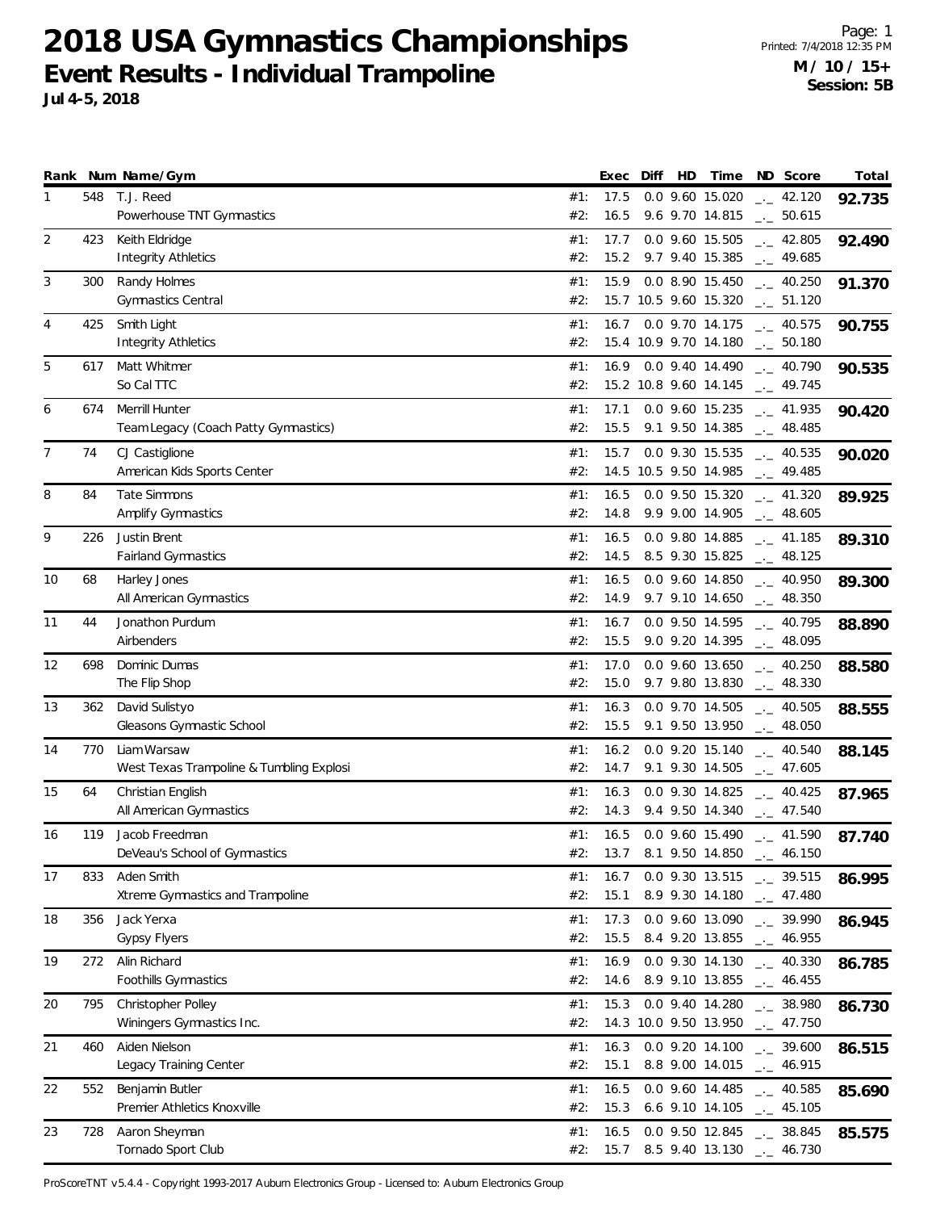# 2018 USA Gymnastics Championships

## Event Results - Individual Trampoline

**Jul 4-5, 2018**

Page: 1
Printed: 7/4/2018 12:35 PM

**M / 10 / 15+**
**Session: 5B**

| Rank | Num | Name/Gym | | Exec | Diff | HD | Time | ND | Score | Total |
|---|---|---|---|---|---|---|---|---|---|---|
| 1 | 548 | T.J. Reed | #1: | 17.5 | 0.0 | 9.60 | 15.020 | _._ | 42.120 | **92.735** |
| | | Powerhouse TNT Gymnastics | #2: | 16.5 | 9.6 | 9.70 | 14.815 | _._ | 50.615 | |
| 2 | 423 | Keith Eldridge | #1: | 17.7 | 0.0 | 9.60 | 15.505 | _._ | 42.805 | **92.490** |
| | | Integrity Athletics | #2: | 15.2 | 9.7 | 9.40 | 15.385 | _._ | 49.685 | |
| 3 | 300 | Randy Holmes | #1: | 15.9 | 0.0 | 8.90 | 15.450 | _._ | 40.250 | **91.370** |
| | | Gymnastics Central | #2: | 15.7 | 10.5 | 9.60 | 15.320 | _._ | 51.120 | |
| 4 | 425 | Smith Light | #1: | 16.7 | 0.0 | 9.70 | 14.175 | _._ | 40.575 | **90.755** |
| | | Integrity Athletics | #2: | 15.4 | 10.9 | 9.70 | 14.180 | _._ | 50.180 | |
| 5 | 617 | Matt Whitmer | #1: | 16.9 | 0.0 | 9.40 | 14.490 | _._ | 40.790 | **90.535** |
| | | So Cal TTC | #2: | 15.2 | 10.8 | 9.60 | 14.145 | _._ | 49.745 | |
| 6 | 674 | Merrill Hunter | #1: | 17.1 | 0.0 | 9.60 | 15.235 | _._ | 41.935 | **90.420** |
| | | Team Legacy (Coach Patty Gymnastics) | #2: | 15.5 | 9.1 | 9.50 | 14.385 | _._ | 48.485 | |
| 7 | 74 | CJ Castiglione | #1: | 15.7 | 0.0 | 9.30 | 15.535 | _._ | 40.535 | **90.020** |
| | | American Kids Sports Center | #2: | 14.5 | 10.5 | 9.50 | 14.985 | _._ | 49.485 | |
| 8 | 84 | Tate Simmons | #1: | 16.5 | 0.0 | 9.50 | 15.320 | _._ | 41.320 | **89.925** |
| | | Amplify Gymnastics | #2: | 14.8 | 9.9 | 9.00 | 14.905 | _._ | 48.605 | |
| 9 | 226 | Justin Brent | #1: | 16.5 | 0.0 | 9.80 | 14.885 | _._ | 41.185 | **89.310** |
| | | Fairland Gymnastics | #2: | 14.5 | 8.5 | 9.30 | 15.825 | _._ | 48.125 | |
| 10 | 68 | Harley Jones | #1: | 16.5 | 0.0 | 9.60 | 14.850 | _._ | 40.950 | **89.300** |
| | | All American Gymnastics | #2: | 14.9 | 9.7 | 9.10 | 14.650 | _._ | 48.350 | |
| 11 | 44 | Jonathon Purdum | #1: | 16.7 | 0.0 | 9.50 | 14.595 | _._ | 40.795 | **88.890** |
| | | Airbenders | #2: | 15.5 | 9.0 | 9.20 | 14.395 | _._ | 48.095 | |
| 12 | 698 | Dominic Dumas | #1: | 17.0 | 0.0 | 9.60 | 13.650 | _._ | 40.250 | **88.580** |
| | | The Flip Shop | #2: | 15.0 | 9.7 | 9.80 | 13.830 | _._ | 48.330 | |
| 13 | 362 | David Sulistyo | #1: | 16.3 | 0.0 | 9.70 | 14.505 | _._ | 40.505 | **88.555** |
| | | Gleasons Gymnastic School | #2: | 15.5 | 9.1 | 9.50 | 13.950 | _._ | 48.050 | |
| 14 | 770 | Liam Warsaw | #1: | 16.2 | 0.0 | 9.20 | 15.140 | _._ | 40.540 | **88.145** |
| | | West Texas Trampoline & Tumbling Explosi | #2: | 14.7 | 9.1 | 9.30 | 14.505 | _._ | 47.605 | |
| 15 | 64 | Christian English | #1: | 16.3 | 0.0 | 9.30 | 14.825 | _._ | 40.425 | **87.965** |
| | | All American Gymnastics | #2: | 14.3 | 9.4 | 9.50 | 14.340 | _._ | 47.540 | |
| 16 | 119 | Jacob Freedman | #1: | 16.5 | 0.0 | 9.60 | 15.490 | _._ | 41.590 | **87.740** |
| | | DeVeau's School of Gymnastics | #2: | 13.7 | 8.1 | 9.50 | 14.850 | _._ | 46.150 | |
| 17 | 833 | Aden Smith | #1: | 16.7 | 0.0 | 9.30 | 13.515 | _._ | 39.515 | **86.995** |
| | | Xtreme Gymnastics and Trampoline | #2: | 15.1 | 8.9 | 9.30 | 14.180 | _._ | 47.480 | |
| 18 | 356 | Jack Yerxa | #1: | 17.3 | 0.0 | 9.60 | 13.090 | _._ | 39.990 | **86.945** |
| | | Gypsy Flyers | #2: | 15.5 | 8.4 | 9.20 | 13.855 | _._ | 46.955 | |
| 19 | 272 | Alin Richard | #1: | 16.9 | 0.0 | 9.30 | 14.130 | _._ | 40.330 | **86.785** |
| | | Foothills Gymnastics | #2: | 14.6 | 8.9 | 9.10 | 13.855 | _._ | 46.455 | |
| 20 | 795 | Christopher Polley | #1: | 15.3 | 0.0 | 9.40 | 14.280 | _._ | 38.980 | **86.730** |
| | | Winingers Gymnastics Inc. | #2: | 14.3 | 10.0 | 9.50 | 13.950 | _._ | 47.750 | |
| 21 | 460 | Aiden Nielson | #1: | 16.3 | 0.0 | 9.20 | 14.100 | _._ | 39.600 | **86.515** |
| | | Legacy Training Center | #2: | 15.1 | 8.8 | 9.00 | 14.015 | _._ | 46.915 | |
| 22 | 552 | Benjamin Butler | #1: | 16.5 | 0.0 | 9.60 | 14.485 | _._ | 40.585 | **85.690** |
| | | Premier Athletics Knoxville | #2: | 15.3 | 6.6 | 9.10 | 14.105 | _._ | 45.105 | |
| 23 | 728 | Aaron Sheyman | #1: | 16.5 | 0.0 | 9.50 | 12.845 | _._ | 38.845 | **85.575** |
| | | Tornado Sport Club | #2: | 15.7 | 8.5 | 9.40 | 13.130 | _._ | 46.730 | |

ProScoreTNT v5.4.4 - Copyright 1993-2017 Auburn Electronics Group - Licensed to: Auburn Electronics Group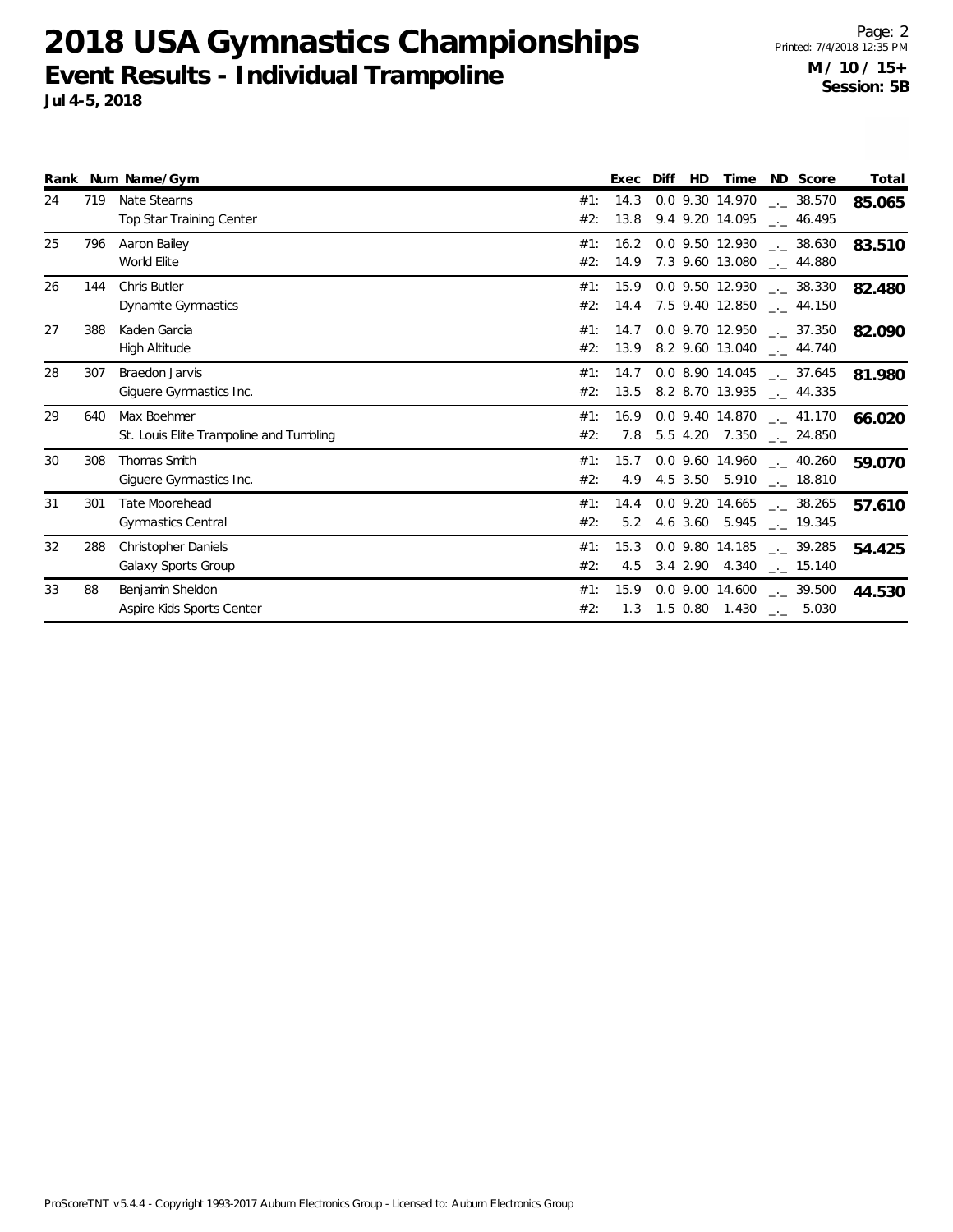# 2018 USA Gymnastics Championships

## Event Results - Individual Trampoline

**Jul 4-5, 2018**

**M / 10 / 15+**
**Session: 5B**

| Rank | Num | Name/Gym | | Exec | Diff | HD | Time | ND | Score | Total |
|---|---|---|---|---|---|---|---|---|---|---|
| 24 | 719 | Nate Stearns | #1: | 14.3 | 0.0 | 9.30 | 14.970 | _._ | 38.570 | **85.065** |
| | | Top Star Training Center | #2: | 13.8 | 9.4 | 9.20 | 14.095 | _._ | 46.495 | |
| 25 | 796 | Aaron Bailey | #1: | 16.2 | 0.0 | 9.50 | 12.930 | _._ | 38.630 | **83.510** |
| | | World Elite | #2: | 14.9 | 7.3 | 9.60 | 13.080 | _._ | 44.880 | |
| 26 | 144 | Chris Butler | #1: | 15.9 | 0.0 | 9.50 | 12.930 | _._ | 38.330 | **82.480** |
| | | Dynamite Gymnastics | #2: | 14.4 | 7.5 | 9.40 | 12.850 | _._ | 44.150 | |
| 27 | 388 | Kaden Garcia | #1: | 14.7 | 0.0 | 9.70 | 12.950 | _._ | 37.350 | **82.090** |
| | | High Altitude | #2: | 13.9 | 8.2 | 9.60 | 13.040 | _._ | 44.740 | |
| 28 | 307 | Braedon Jarvis | #1: | 14.7 | 0.0 | 8.90 | 14.045 | _._ | 37.645 | **81.980** |
| | | Giguere Gymnastics Inc. | #2: | 13.5 | 8.2 | 8.70 | 13.935 | _._ | 44.335 | |
| 29 | 640 | Max Boehmer | #1: | 16.9 | 0.0 | 9.40 | 14.870 | _._ | 41.170 | **66.020** |
| | | St. Louis Elite Trampoline and Tumbling | #2: | 7.8 | 5.5 | 4.20 | 7.350 | _._ | 24.850 | |
| 30 | 308 | Thomas Smith | #1: | 15.7 | 0.0 | 9.60 | 14.960 | _._ | 40.260 | **59.070** |
| | | Giguere Gymnastics Inc. | #2: | 4.9 | 4.5 | 3.50 | 5.910 | _._ | 18.810 | |
| 31 | 301 | Tate Moorehead | #1: | 14.4 | 0.0 | 9.20 | 14.665 | _._ | 38.265 | **57.610** |
| | | Gymnastics Central | #2: | 5.2 | 4.6 | 3.60 | 5.945 | _._ | 19.345 | |
| 32 | 288 | Christopher Daniels | #1: | 15.3 | 0.0 | 9.80 | 14.185 | _._ | 39.285 | **54.425** |
| | | Galaxy Sports Group | #2: | 4.5 | 3.4 | 2.90 | 4.340 | _._ | 15.140 | |
| 33 | 88 | Benjamin Sheldon | #1: | 15.9 | 0.0 | 9.00 | 14.600 | _._ | 39.500 | **44.530** |
| | | Aspire Kids Sports Center | #2: | 1.3 | 1.5 | 0.80 | 1.430 | _._ | 5.030 | |